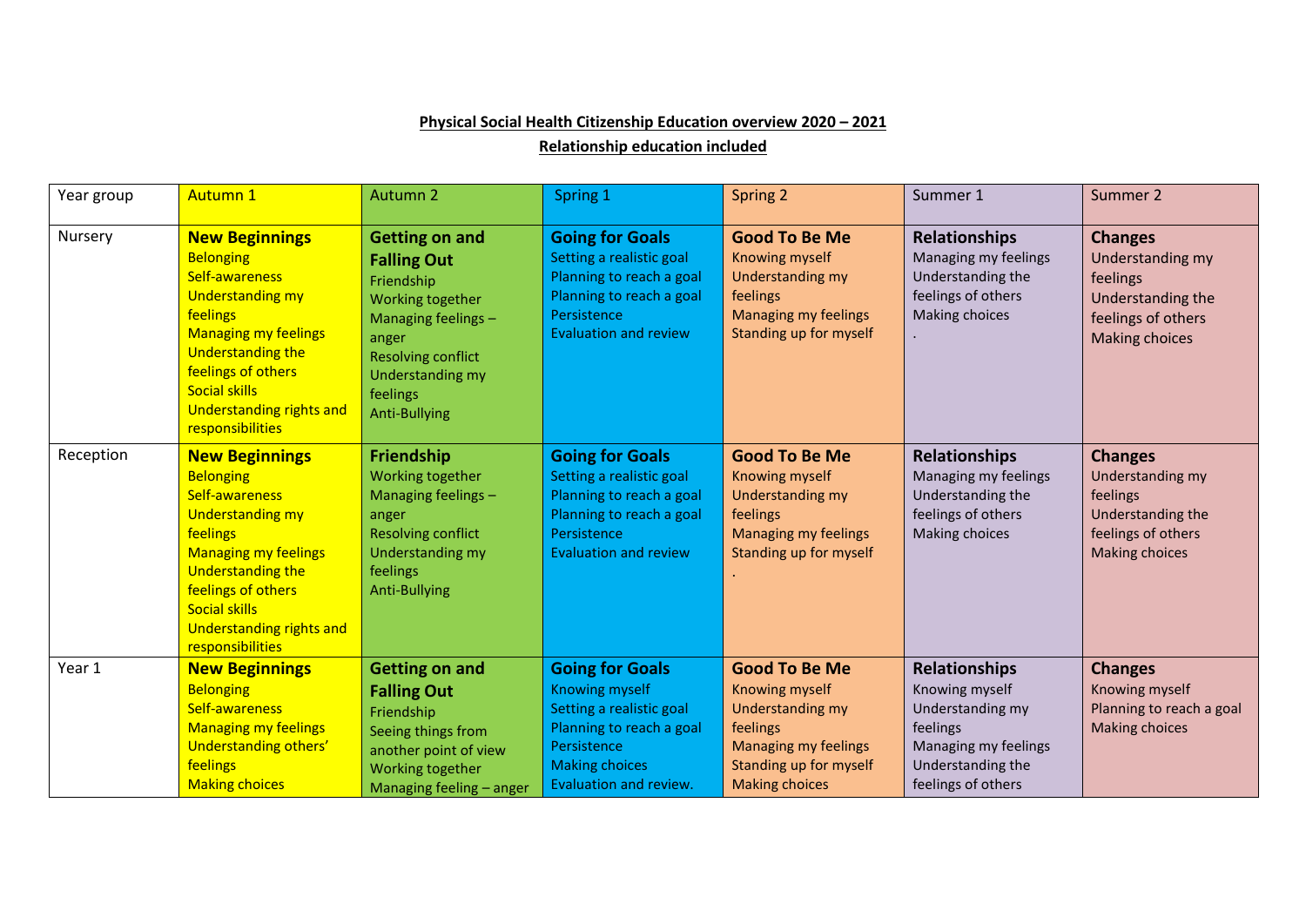**Physical Social Health Citizenship Education overview 2020 – 2021**

**Relationship education included**

| Year group | Autumn 1 | Autumn 2 | Spring 1 | Spring 2 | Summer 1 | Summer 2 |
|---|---|---|---|---|---|---|
| Nursery | **New Beginnings**<br>Belonging<br>Self-awareness<br>Understanding my feelings<br>Managing my feelings<br>Understanding the feelings of others<br>Social skills<br>Understanding rights and responsibilities | **Getting on and Falling Out**<br>Friendship<br>Working together<br>Managing feelings – anger<br>Resolving conflict<br>Understanding my feelings<br>Anti-Bullying | **Going for Goals**<br>Setting a realistic goal<br>Planning to reach a goal<br>Planning to reach a goal<br>Persistence<br>Evaluation and review | **Good To Be Me**<br>Knowing myself<br>Understanding my feelings<br>Managing my feelings<br>Standing up for myself | **Relationships**<br>Managing my feelings<br>Understanding the feelings of others<br>Making choices<br>. | **Changes**<br>Understanding my feelings<br>Understanding the feelings of others<br>Making choices |
| Reception | **New Beginnings**<br>Belonging<br>Self-awareness<br>Understanding my feelings<br>Managing my feelings<br>Understanding the feelings of others<br>Social skills<br>Understanding rights and responsibilities | **Friendship**<br>Working together<br>Managing feelings – anger<br>Resolving conflict<br>Understanding my feelings<br>Anti-Bullying | **Going for Goals**<br>Setting a realistic goal<br>Planning to reach a goal<br>Planning to reach a goal<br>Persistence<br>Evaluation and review | **Good To Be Me**<br>Knowing myself<br>Understanding my feelings<br>Managing my feelings<br>Standing up for myself<br>. | **Relationships**<br>Managing my feelings<br>Understanding the feelings of others<br>Making choices | **Changes**<br>Understanding my feelings<br>Understanding the feelings of others<br>Making choices |
| Year 1 | **New Beginnings**<br>Belonging<br>Self-awareness<br>Managing my feelings<br>Understanding others' feelings<br>Making choices | **Getting on and Falling Out**<br>Friendship<br>Seeing things from another point of view<br>Working together<br>Managing feeling – anger | **Going for Goals**<br>Knowing myself<br>Setting a realistic goal<br>Planning to reach a goal<br>Persistence<br>Making choices<br>Evaluation and review. | **Good To Be Me**<br>Knowing myself<br>Understanding my feelings<br>Managing my feelings<br>Standing up for myself<br>Making choices | **Relationships**<br>Knowing myself<br>Understanding my feelings<br>Managing my feelings<br>Understanding the feelings of others | **Changes**<br>Knowing myself<br>Planning to reach a goal<br>Making choices |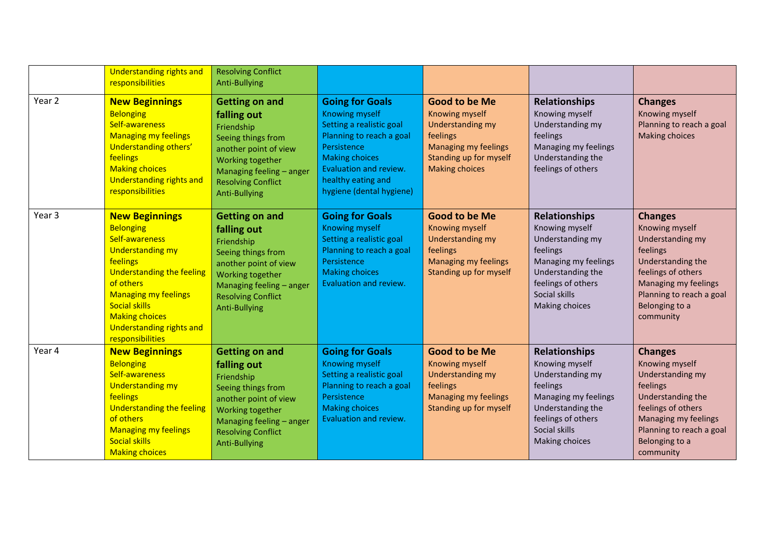|  |  |  |  |  |  |  |
|---|---|---|---|---|---|---|
|  | Understanding rights and responsibilities | Resolving Conflict<br>Anti-Bullying |  |  |  |  |
| Year 2 | **New Beginnings**<br>Belonging<br>Self-awareness<br>Managing my feelings<br>Understanding others' feelings<br>Making choices<br>Understanding rights and responsibilities | **Getting on and falling out**<br>Friendship<br>Seeing things from another point of view<br>Working together<br>Managing feeling – anger<br>Resolving Conflict<br>Anti-Bullying | **Going for Goals**<br>Knowing myself<br>Setting a realistic goal<br>Planning to reach a goal<br>Persistence<br>Making choices<br>Evaluation and review.<br>healthy eating and hygiene (dental hygiene) | **Good to be Me**<br>Knowing myself<br>Understanding my feelings<br>Managing my feelings<br>Standing up for myself<br>Making choices | **Relationships**<br>Knowing myself<br>Understanding my feelings<br>Managing my feelings<br>Understanding the feelings of others | **Changes**<br>Knowing myself<br>Planning to reach a goal<br>Making choices |
| Year 3 | **New Beginnings**<br>Belonging<br>Self-awareness<br>Understanding my feelings<br>Understanding the feeling of others<br>Managing my feelings<br>Social skills<br>Making choices<br>Understanding rights and responsibilities | **Getting on and falling out**<br>Friendship<br>Seeing things from another point of view<br>Working together<br>Managing feeling – anger<br>Resolving Conflict<br>Anti-Bullying | **Going for Goals**<br>Knowing myself<br>Setting a realistic goal<br>Planning to reach a goal<br>Persistence<br>Making choices<br>Evaluation and review. | **Good to be Me**<br>Knowing myself<br>Understanding my feelings<br>Managing my feelings<br>Standing up for myself | **Relationships**<br>Knowing myself<br>Understanding my feelings<br>Managing my feelings<br>Understanding the feelings of others<br>Social skills<br>Making choices | **Changes**<br>Knowing myself<br>Understanding my feelings<br>Understanding the feelings of others<br>Managing my feelings<br>Planning to reach a goal<br>Belonging to a community |
| Year 4 | **New Beginnings**<br>Belonging<br>Self-awareness<br>Understanding my feelings<br>Understanding the feeling of others<br>Managing my feelings<br>Social skills<br>Making choices | **Getting on and falling out**<br>Friendship<br>Seeing things from another point of view<br>Working together<br>Managing feeling – anger<br>Resolving Conflict<br>Anti-Bullying | **Going for Goals**<br>Knowing myself<br>Setting a realistic goal<br>Planning to reach a goal<br>Persistence<br>Making choices<br>Evaluation and review. | **Good to be Me**<br>Knowing myself<br>Understanding my feelings<br>Managing my feelings<br>Standing up for myself | **Relationships**<br>Knowing myself<br>Understanding my feelings<br>Managing my feelings<br>Understanding the feelings of others<br>Social skills<br>Making choices | **Changes**<br>Knowing myself<br>Understanding my feelings<br>Understanding the feelings of others<br>Managing my feelings<br>Planning to reach a goal<br>Belonging to a community |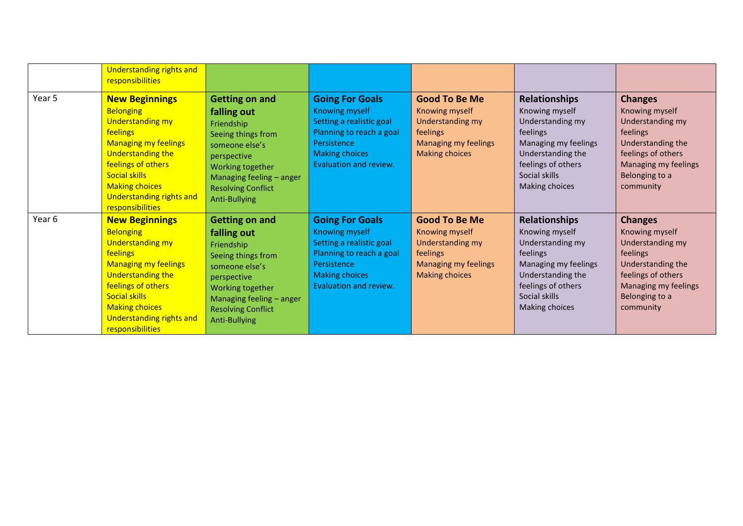| | | | | | | |
|---|---|---|---|---|---|---|
| | Understanding rights and responsibilities | | | | | |
| Year 5 | **New Beginnings**<br>Belonging<br>Understanding my feelings<br>Managing my feelings<br>Understanding the feelings of others<br>Social skills<br>Making choices<br>Understanding rights and responsibilities | **Getting on and falling out**<br>Friendship<br>Seeing things from someone else's perspective<br>Working together<br>Managing feeling – anger<br>Resolving Conflict<br>Anti-Bullying | **Going For Goals**<br>Knowing myself<br>Setting a realistic goal<br>Planning to reach a goal<br>Persistence<br>Making choices<br>Evaluation and review. | **Good To Be Me**<br>Knowing myself<br>Understanding my feelings<br>Managing my feelings<br>Making choices | **Relationships**<br>Knowing myself<br>Understanding my feelings<br>Managing my feelings<br>Understanding the feelings of others<br>Social skills<br>Making choices | **Changes**<br>Knowing myself<br>Understanding my feelings<br>Understanding the feelings of others<br>Managing my feelings<br>Belonging to a community |
| Year 6 | **New Beginnings**<br>Belonging<br>Understanding my feelings<br>Managing my feelings<br>Understanding the feelings of others<br>Social skills<br>Making choices<br>Understanding rights and responsibilities | **Getting on and falling out**<br>Friendship<br>Seeing things from someone else's perspective<br>Working together<br>Managing feeling – anger<br>Resolving Conflict<br>Anti-Bullying | **Going For Goals**<br>Knowing myself<br>Setting a realistic goal<br>Planning to reach a goal<br>Persistence<br>Making choices<br>Evaluation and review. | **Good To Be Me**<br>Knowing myself<br>Understanding my feelings<br>Managing my feelings<br>Making choices | **Relationships**<br>Knowing myself<br>Understanding my feelings<br>Managing my feelings<br>Understanding the feelings of others<br>Social skills<br>Making choices | **Changes**<br>Knowing myself<br>Understanding my feelings<br>Understanding the feelings of others<br>Managing my feelings<br>Belonging to a community |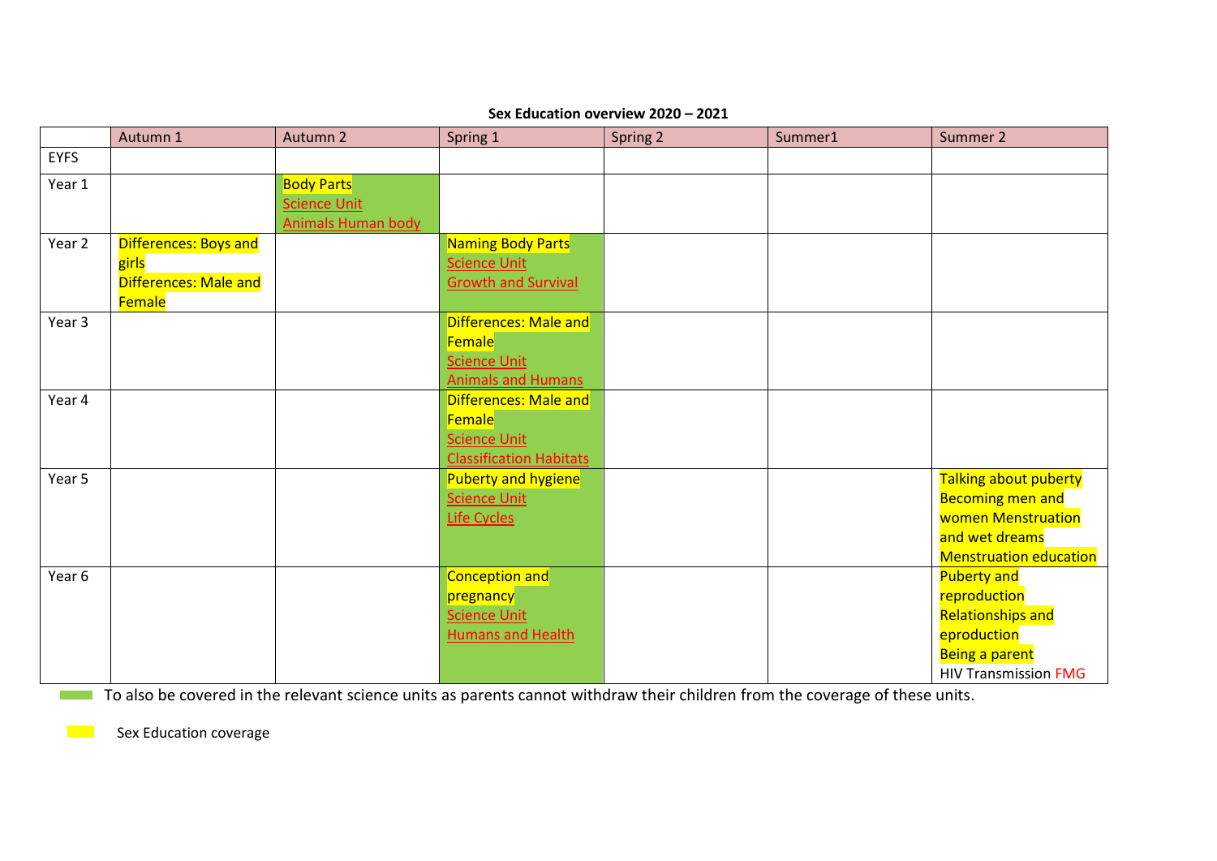**Sex Education overview 2020 – 2021**

| | Autumn 1 | Autumn 2 | Spring 1 | Spring 2 | Summer1 | Summer 2 |
|---|---|---|---|---|---|---|
| EYFS | | | | | | |
| Year 1 | | Body Parts<br>Science Unit<br>Animals Human body | | | | |
| Year 2 | Differences: Boys and girls<br>Differences: Male and Female | | Naming Body Parts<br>Science Unit<br>Growth and Survival | | | |
| Year 3 | | | Differences: Male and Female<br>Science Unit<br>Animals and Humans | | | |
| Year 4 | | | Differences: Male and Female<br>Science Unit<br>Classification Habitats | | | |
| Year 5 | | | Puberty and hygiene<br>Science Unit<br>Life Cycles | | | Talking about puberty<br>Becoming men and women Menstruation and wet dreams<br>Menstruation education |
| Year 6 | | | Conception and pregnancy<br>Science Unit<br>Humans and Health | | | Puberty and reproduction<br>Relationships and eproduction<br>Being a parent<br>HIV Transmission FMG |

To also be covered in the relevant science units as parents cannot withdraw their children from the coverage of these units.

Sex Education coverage